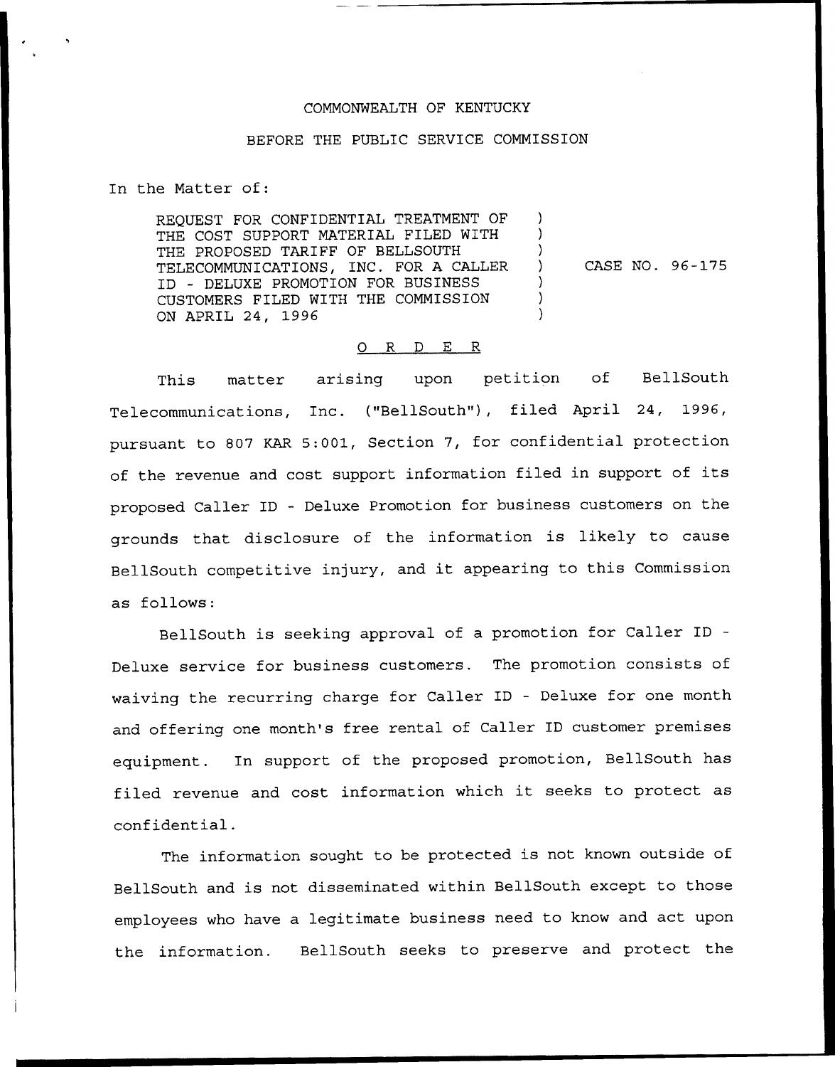COMMONWEALTH OF KENTUCKY

BEFORE THE PUBLIC SERVICE COMMISSION

In the Matter of:

REQUEST FOR CONFIDENTIAL TREATMENT OF THE COST SUPPORT MATERIAL FILED WITH THE PROPOSED TARIFF OF BELLSOUTH TELECOMMUNICATIONS, INC. FOR A CALLER ID - DELUXE PROMOTION FOR BUSINESS CUSTOMERS FILED WITH THE COMMISSION ON APRIL 24, 1996 ) CASE NO. 96-175

O R D E R

This matter arising upon petition of BellSouth Telecommunications, Inc. ("BellSouth"), filed April 24, 1996, pursuant to 807 KAR 5:001, Section 7, for confidential protection of the revenue and cost support information filed in support of its proposed Caller ID - Deluxe Promotion for business customers on the grounds that disclosure of the information is likely to cause BellSouth competitive injury, and it appearing to this Commission as follows:

BellSouth is seeking approval of a promotion for Caller ID - Deluxe service for business customers. The promotion consists of waiving the recurring charge for Caller ID - Deluxe for one month and offering one month's free rental of Caller ID customer premises equipment. In support of the proposed promotion, BellSouth has filed revenue and cost information which it seeks to protect as confidential.

The information sought to be protected is not known outside of BellSouth and is not disseminated within BellSouth except to those employees who have a legitimate business need to know and act upon the information. BellSouth seeks to preserve and protect the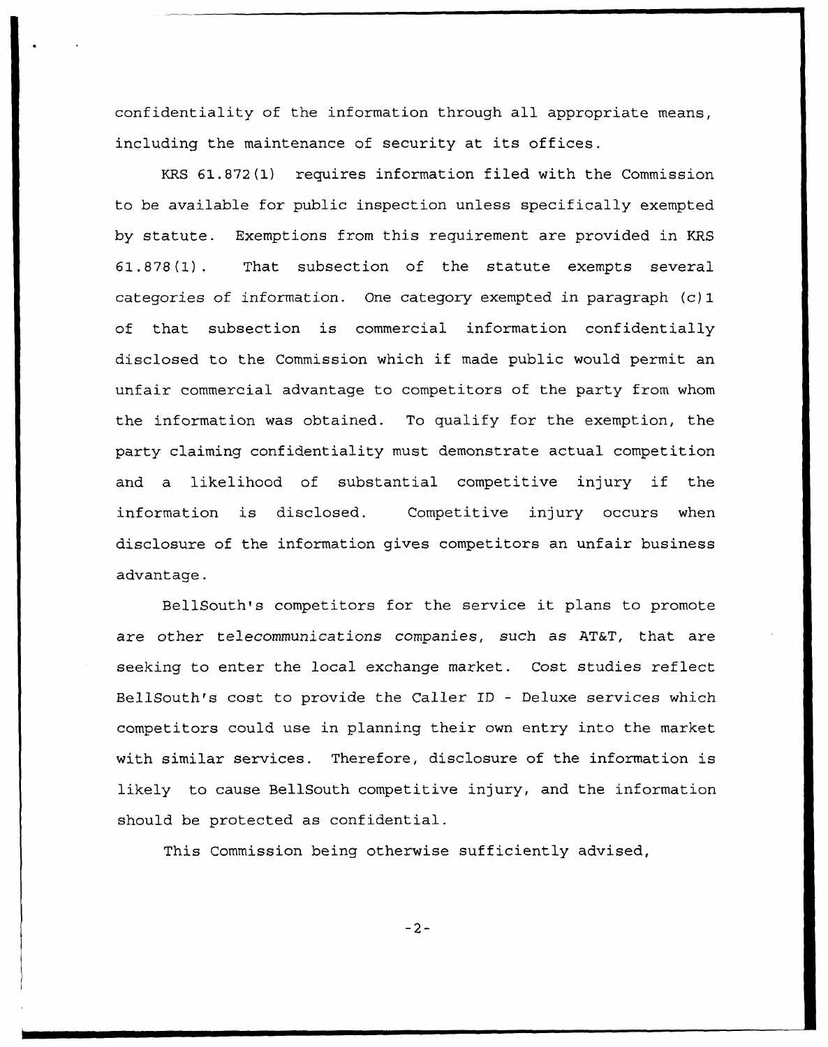confidentiality of the information through all appropriate means, including the maintenance of security at its offices.

KRS 61.872(1) requires information filed with the Commission to be available for public inspection unless specifically exempted by statute. Exemptions from this requirement are provided in KRS 61.878(1). That subsection of the statute exempts several categories of information. One category exempted in paragraph (c)1 of that subsection is commercial information confidentially disclosed to the Commission which if made public would permit an unfair commercial advantage to competitors of the party from whom the information was obtained. To qualify for the exemption, the party claiming confidentiality must demonstrate actual competition and a likelihood of substantial competitive injury if the information is disclosed. Competitive injury occurs when disclosure of the information gives competitors an unfair business advantage.

BellSouth's competitors for the service it plans to promote are other telecommunications companies, such as AT&T, that are seeking to enter the local exchange market. Cost studies reflect BellSouth's cost to provide the Caller ID - Deluxe services which competitors could use in planning their own entry into the market with similar services. Therefore, disclosure of the information is likely to cause BellSouth competitive injury, and the information should be protected as confidential.

This Commission being otherwise sufficiently advised,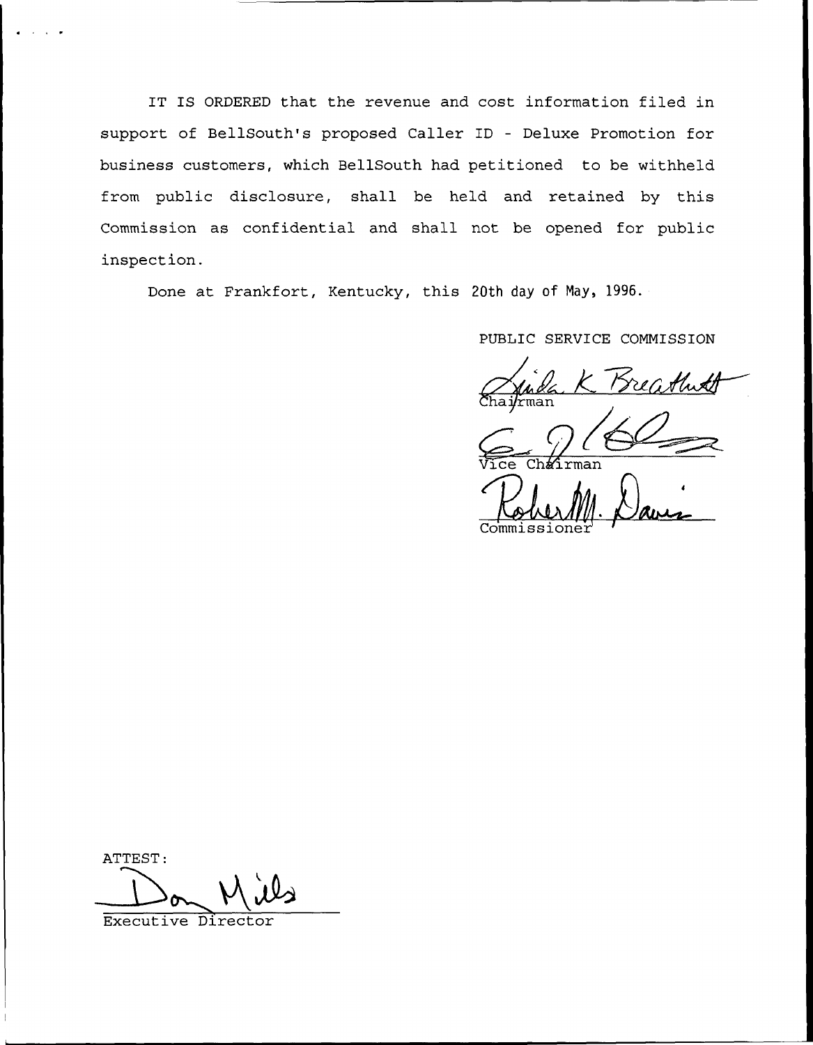IT IS ORDERED that the revenue and cost information filed in support of BellSouth's proposed Caller ID - Deluxe Promotion for business customers, which BellSouth had petitioned to be withheld from public disclosure, shall be held and retained by this Commission as confidential and shall not be opened for public inspection.

Done at Frankfort, Kentucky, this 20th day of May, 1996.

PUBLIC SERVICE COMMISSION

Linda K. Breathitt
Chairman

Vice Chairman

Robert M. Davis
Commissioner

ATTEST:

Don Mills
Executive Director